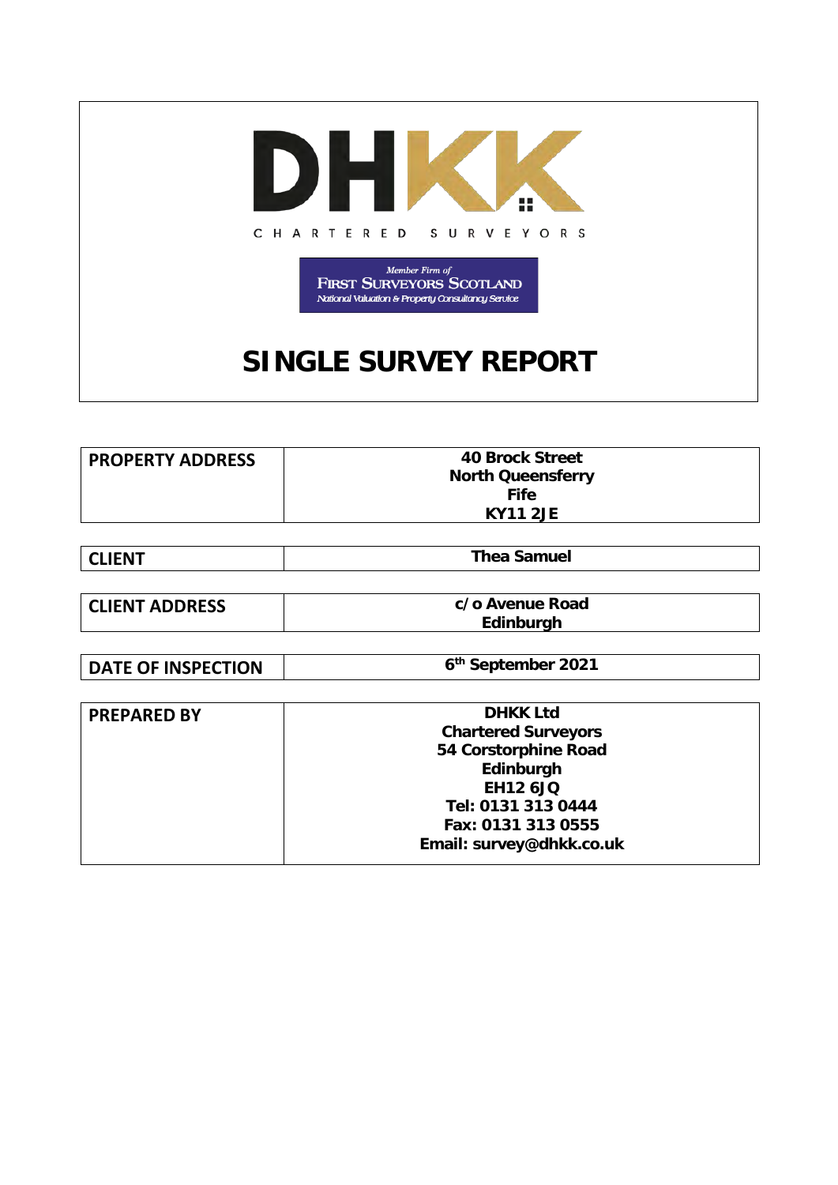DHKK

CHARTERED SURVEYORS

*Member Firm of*
FIRST SURVEYORS SCOTLAND
*National Valuation & Property Consultancy Service*

# SINGLE SURVEY REPORT

| PROPERTY ADDRESS | 40 Brock Street<br>North Queensferry<br>Fife<br>KY11 2JE |
|---|---|

| CLIENT | Thea Samuel |
|---|---|

| CLIENT ADDRESS | c/o Avenue Road<br>Edinburgh |
|---|---|

| DATE OF INSPECTION | 6th September 2021 |
|---|---|

| PREPARED BY | DHKK Ltd<br>Chartered Surveyors<br>54 Corstorphine Road<br>Edinburgh<br>EH12 6JQ<br>Tel: 0131 313 0444<br>Fax: 0131 313 0555<br>Email: survey@dhkk.co.uk |
|---|---|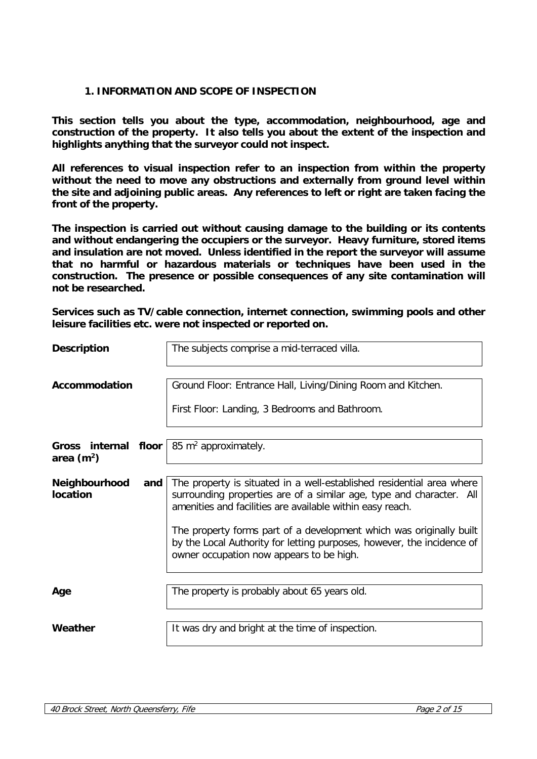## 1. INFORMATION AND SCOPE OF INSPECTION

**This section tells you about the type, accommodation, neighbourhood, age and construction of the property. It also tells you about the extent of the inspection and highlights anything that the surveyor could not inspect.**

**All references to visual inspection refer to an inspection from within the property without the need to move any obstructions and externally from ground level within the site and adjoining public areas. Any references to left or right are taken facing the front of the property.**

**The inspection is carried out without causing damage to the building or its contents and without endangering the occupiers or the surveyor. Heavy furniture, stored items and insulation are not moved. Unless identified in the report the surveyor will assume that no harmful or hazardous materials or techniques have been used in the construction. The presence or possible consequences of any site contamination will not be researched.**

**Services such as TV/cable connection, internet connection, swimming pools and other leisure facilities etc. were not inspected or reported on.**

| | |
|---|---|
| **Description** | The subjects comprise a mid-terraced villa. |
| **Accommodation** | Ground Floor: Entrance Hall, Living/Dining Room and Kitchen.<br><br>First Floor: Landing, 3 Bedrooms and Bathroom. |
| **Gross internal floor area ($m^2$)** | 85 $m^2$ approximately. |
| **Neighbourhood and location** | The property is situated in a well-established residential area where surrounding properties are of a similar age, type and character. All amenities and facilities are available within easy reach.<br><br>The property forms part of a development which was originally built by the Local Authority for letting purposes, however, the incidence of owner occupation now appears to be high. |
| **Age** | The property is probably about 65 years old. |
| **Weather** | It was dry and bright at the time of inspection. |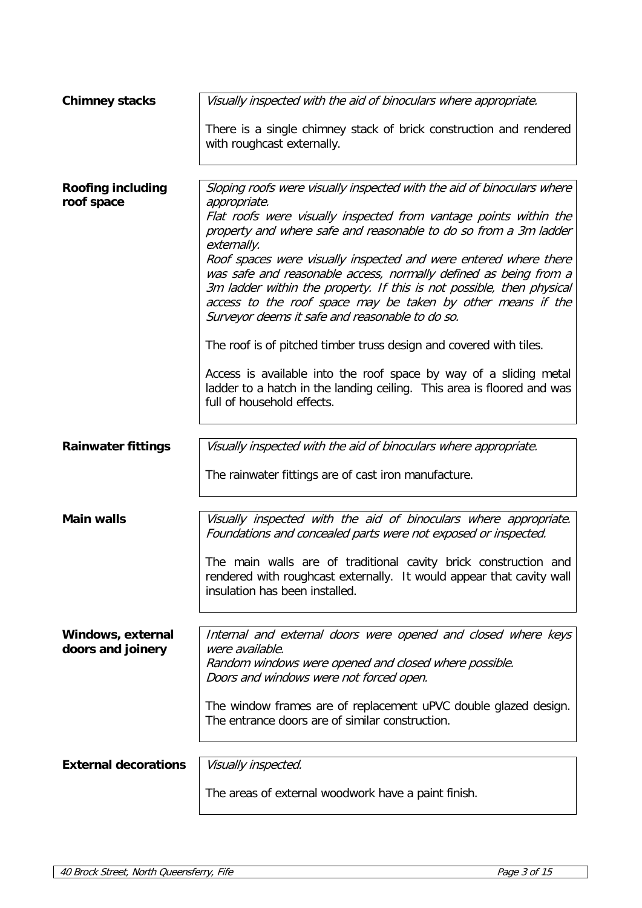**Chimney stacks**

*Visually inspected with the aid of binoculars where appropriate.*

There is a single chimney stack of brick construction and rendered with roughcast externally.

**Roofing including roof space**

*Sloping roofs were visually inspected with the aid of binoculars where appropriate.*
*Flat roofs were visually inspected from vantage points within the property and where safe and reasonable to do so from a 3m ladder externally.*
*Roof spaces were visually inspected and were entered where there was safe and reasonable access, normally defined as being from a 3m ladder within the property. If this is not possible, then physical access to the roof space may be taken by other means if the Surveyor deems it safe and reasonable to do so.*

The roof is of pitched timber truss design and covered with tiles.

Access is available into the roof space by way of a sliding metal ladder to a hatch in the landing ceiling. This area is floored and was full of household effects.

**Rainwater fittings**

*Visually inspected with the aid of binoculars where appropriate.*

The rainwater fittings are of cast iron manufacture.

**Main walls**

*Visually inspected with the aid of binoculars where appropriate. Foundations and concealed parts were not exposed or inspected.*

The main walls are of traditional cavity brick construction and rendered with roughcast externally. It would appear that cavity wall insulation has been installed.

**Windows, external doors and joinery**

*Internal and external doors were opened and closed where keys were available.*
*Random windows were opened and closed where possible.*
*Doors and windows were not forced open.*

The window frames are of replacement uPVC double glazed design. The entrance doors are of similar construction.

**External decorations**

*Visually inspected.*

The areas of external woodwork have a paint finish.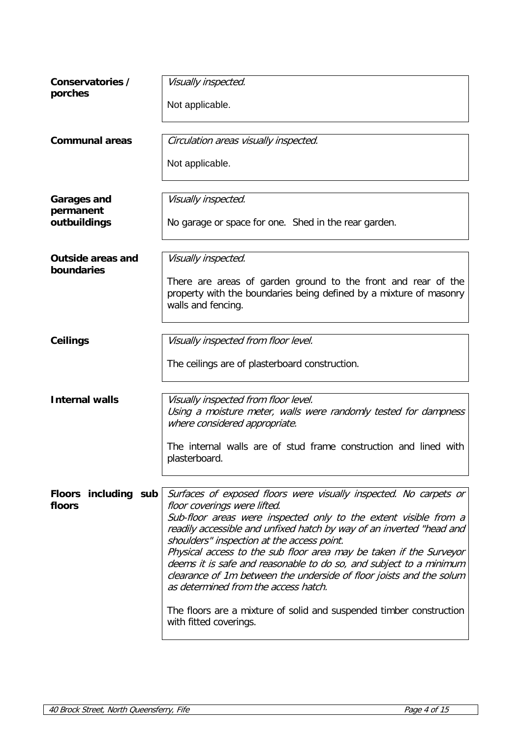| | |
|---|---|
| **Conservatories / porches** | *Visually inspected.*<br><br>Not applicable. |
| **Communal areas** | *Circulation areas visually inspected.*<br><br>Not applicable. |
| **Garages and permanent outbuildings** | *Visually inspected.*<br><br>No garage or space for one. Shed in the rear garden. |
| **Outside areas and boundaries** | *Visually inspected.*<br><br>There are areas of garden ground to the front and rear of the property with the boundaries being defined by a mixture of masonry walls and fencing. |
| **Ceilings** | *Visually inspected from floor level.*<br><br>The ceilings are of plasterboard construction. |
| **Internal walls** | *Visually inspected from floor level.*<br>*Using a moisture meter, walls were randomly tested for dampness where considered appropriate.*<br><br>The internal walls are of stud frame construction and lined with plasterboard. |
| **Floors including sub floors** | *Surfaces of exposed floors were visually inspected. No carpets or floor coverings were lifted.*<br>*Sub-floor areas were inspected only to the extent visible from a readily accessible and unfixed hatch by way of an inverted "head and shoulders" inspection at the access point.*<br>*Physical access to the sub floor area may be taken if the Surveyor deems it is safe and reasonable to do so, and subject to a minimum clearance of 1m between the underside of floor joists and the solum as determined from the access hatch.*<br><br>The floors are a mixture of solid and suspended timber construction with fitted coverings. |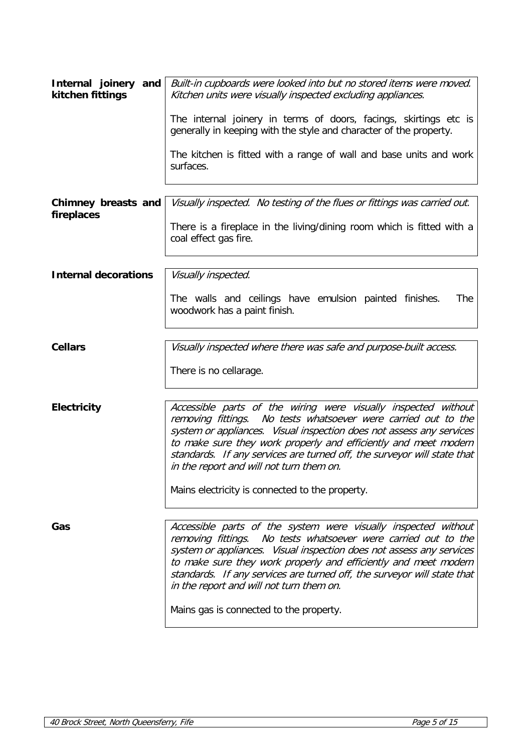**Internal joinery and kitchen fittings**

*Built-in cupboards were looked into but no stored items were moved. Kitchen units were visually inspected excluding appliances.*

The internal joinery in terms of doors, facings, skirtings etc is generally in keeping with the style and character of the property.

The kitchen is fitted with a range of wall and base units and work surfaces.

**Chimney breasts and fireplaces**

*Visually inspected. No testing of the flues or fittings was carried out.*

There is a fireplace in the living/dining room which is fitted with a coal effect gas fire.

**Internal decorations**

*Visually inspected.*

The walls and ceilings have emulsion painted finishes. The woodwork has a paint finish.

**Cellars**

*Visually inspected where there was safe and purpose-built access.*

There is no cellarage.

**Electricity**

*Accessible parts of the wiring were visually inspected without removing fittings. No tests whatsoever were carried out to the system or appliances. Visual inspection does not assess any services to make sure they work properly and efficiently and meet modern standards. If any services are turned off, the surveyor will state that in the report and will not turn them on.*

Mains electricity is connected to the property.

**Gas**

*Accessible parts of the system were visually inspected without removing fittings. No tests whatsoever were carried out to the system or appliances. Visual inspection does not assess any services to make sure they work properly and efficiently and meet modern standards. If any services are turned off, the surveyor will state that in the report and will not turn them on.*

Mains gas is connected to the property.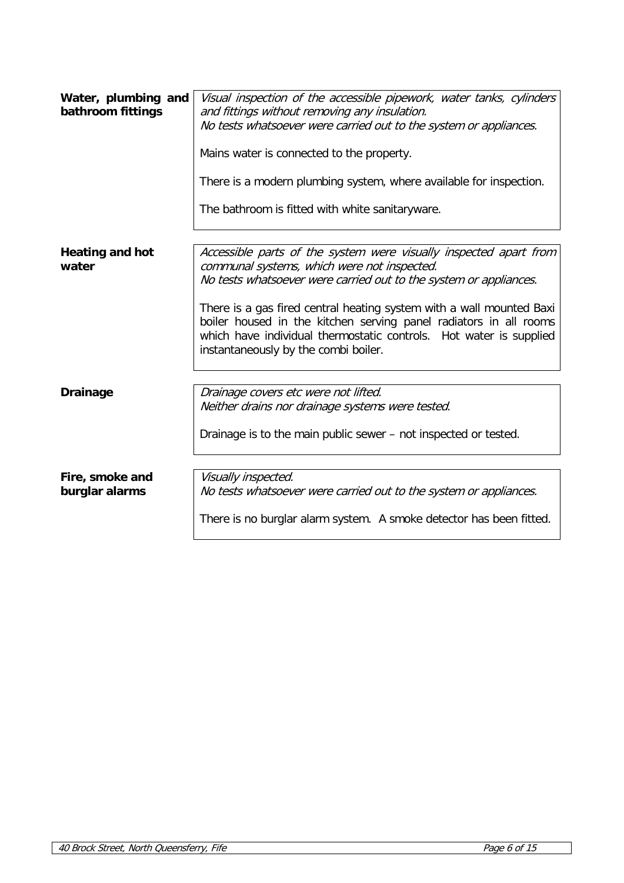| | |
|---|---|
| **Water, plumbing and bathroom fittings** | *Visual inspection of the accessible pipework, water tanks, cylinders and fittings without removing any insulation.*<br>*No tests whatsoever were carried out to the system or appliances.*<br><br>Mains water is connected to the property.<br><br>There is a modern plumbing system, where available for inspection.<br><br>The bathroom is fitted with white sanitaryware. |
| **Heating and hot water** | *Accessible parts of the system were visually inspected apart from communal systems, which were not inspected.*<br>*No tests whatsoever were carried out to the system or appliances.*<br><br>There is a gas fired central heating system with a wall mounted Baxi boiler housed in the kitchen serving panel radiators in all rooms which have individual thermostatic controls. Hot water is supplied instantaneously by the combi boiler. |
| **Drainage** | *Drainage covers etc were not lifted.*<br>*Neither drains nor drainage systems were tested.*<br><br>Drainage is to the main public sewer – not inspected or tested. |
| **Fire, smoke and burglar alarms** | *Visually inspected.*<br>*No tests whatsoever were carried out to the system or appliances.*<br><br>There is no burglar alarm system. A smoke detector has been fitted. |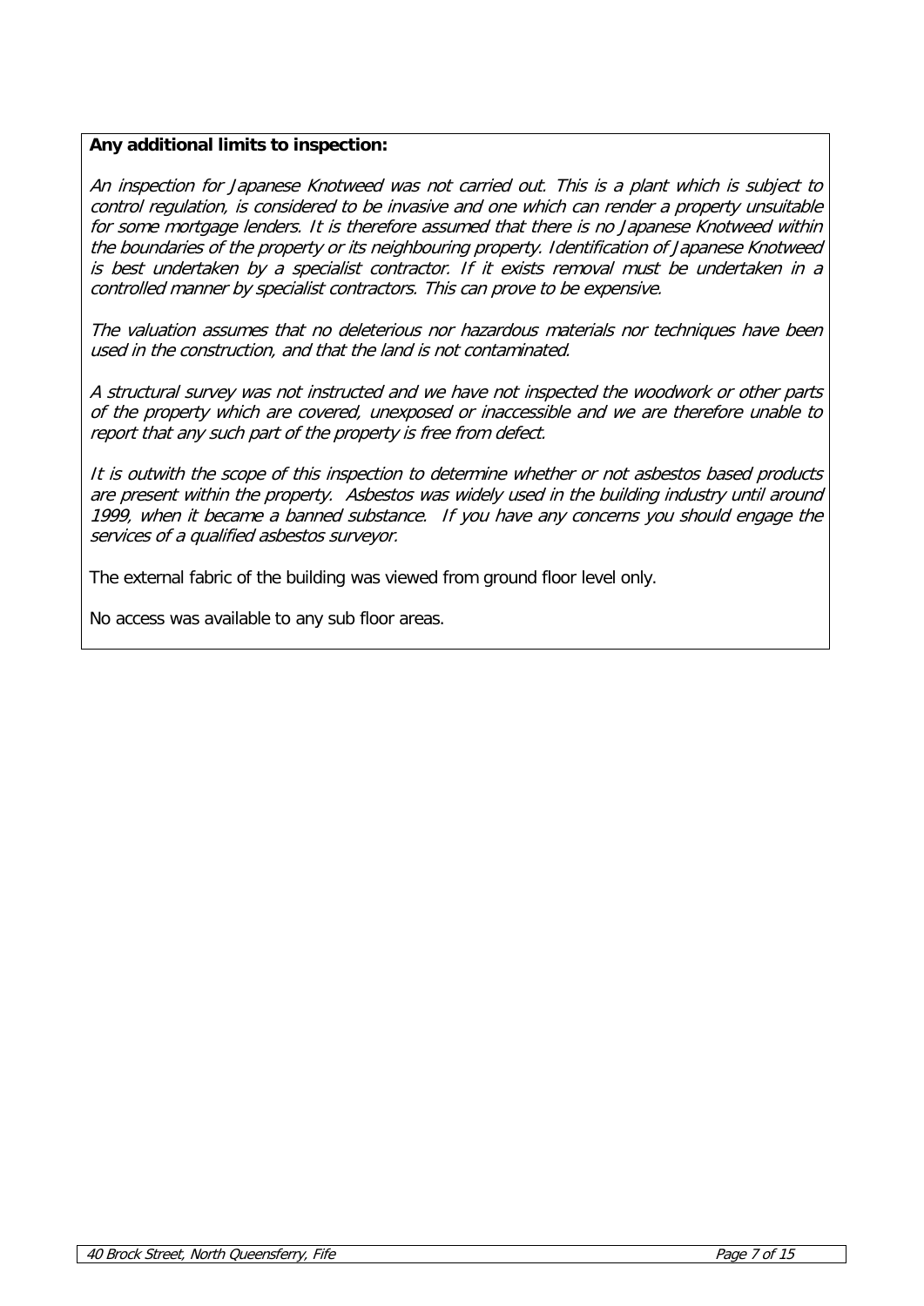**Any additional limits to inspection:**

*An inspection for Japanese Knotweed was not carried out. This is a plant which is subject to control regulation, is considered to be invasive and one which can render a property unsuitable for some mortgage lenders. It is therefore assumed that there is no Japanese Knotweed within the boundaries of the property or its neighbouring property. Identification of Japanese Knotweed is best undertaken by a specialist contractor. If it exists removal must be undertaken in a controlled manner by specialist contractors. This can prove to be expensive.*

*The valuation assumes that no deleterious nor hazardous materials nor techniques have been used in the construction, and that the land is not contaminated.*

*A structural survey was not instructed and we have not inspected the woodwork or other parts of the property which are covered, unexposed or inaccessible and we are therefore unable to report that any such part of the property is free from defect.*

*It is outwith the scope of this inspection to determine whether or not asbestos based products are present within the property. Asbestos was widely used in the building industry until around 1999, when it became a banned substance. If you have any concerns you should engage the services of a qualified asbestos surveyor.*

The external fabric of the building was viewed from ground floor level only.

No access was available to any sub floor areas.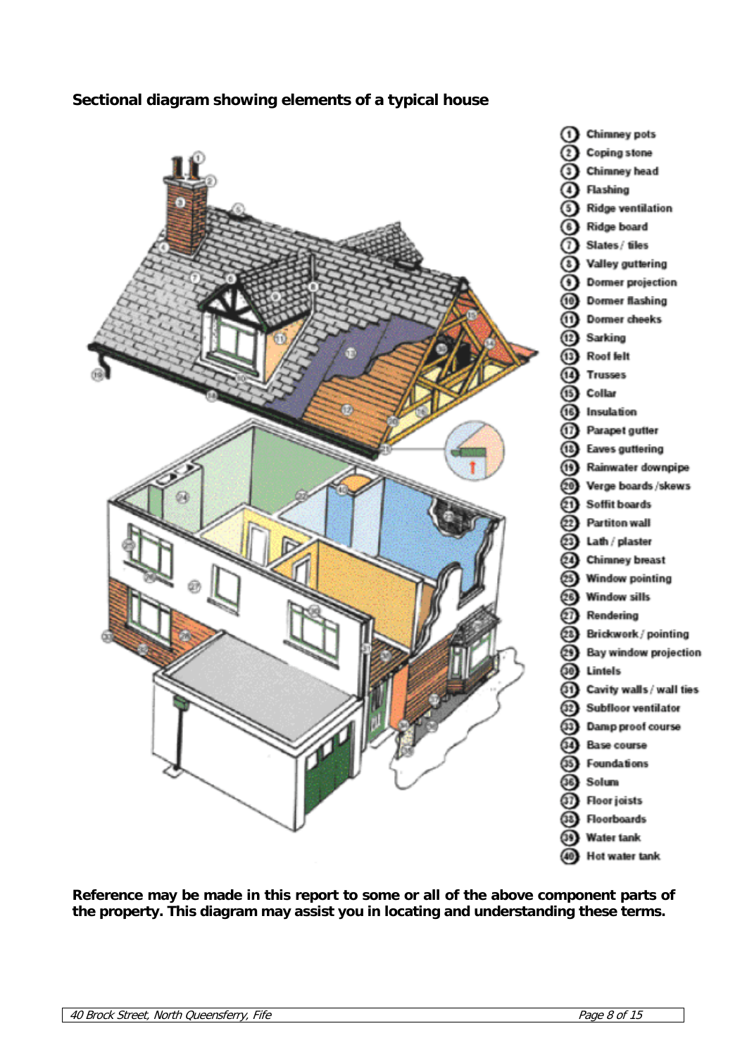**Sectional diagram showing elements of a typical house**

1. Chimney pots
2. Coping stone
3. Chimney head
4. Flashing
5. Ridge ventilation
6. Ridge board
7. Slates / tiles
8. Valley guttering
9. Dormer projection
10. Dormer flashing
11. Dormer cheeks
12. Sarking
13. Roof felt
14. Trusses
15. Collar
16. Insulation
17. Parapet gutter
18. Eaves guttering
19. Rainwater downpipe
20. Verge boards /skews
21. Soffit boards
22. Partiton wall
23. Lath / plaster
24. Chimney breast
25. Window pointing
26. Window sills
27. Rendering
28. Brickwork / pointing
29. Bay window projection
30. Lintels
31. Cavity walls / wall ties
32. Subfloor ventilator
33. Damp proof course
34. Base course
35. Foundations
36. Solum
37. Floor joists
38. Floorboards
39. Water tank
40. Hot water tank

**Reference may be made in this report to some or all of the above component parts of the property. This diagram may assist you in locating and understanding these terms.**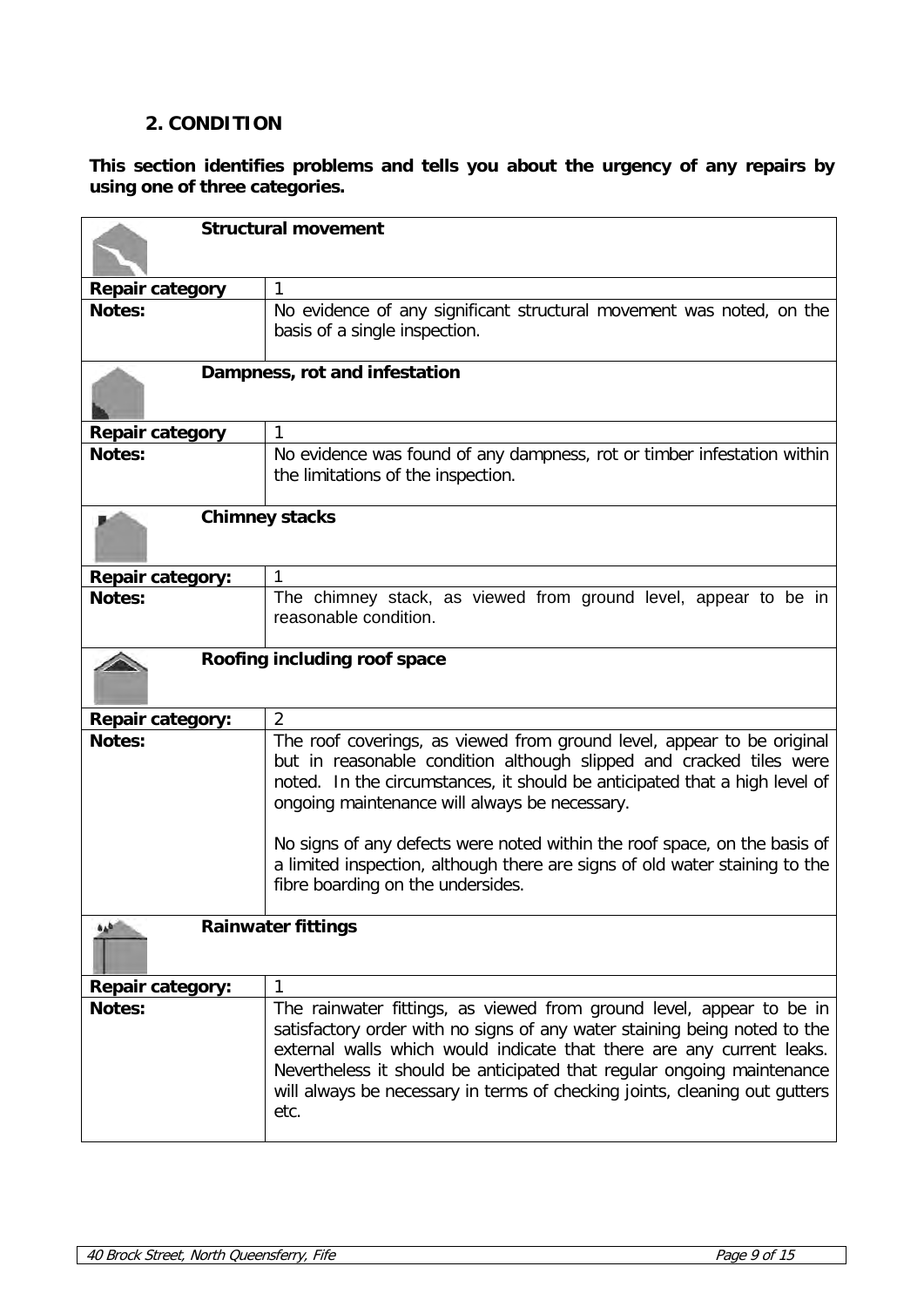## 2. CONDITION

**This section identifies problems and tells you about the urgency of any repairs by using one of three categories.**

### Structural movement

| | |
|---|---|
| **Repair category** | 1 |
| **Notes:** | No evidence of any significant structural movement was noted, on the basis of a single inspection. |

### Dampness, rot and infestation

| | |
|---|---|
| **Repair category** | 1 |
| **Notes:** | No evidence was found of any dampness, rot or timber infestation within the limitations of the inspection. |

### Chimney stacks

| | |
|---|---|
| **Repair category:** | 1 |
| **Notes:** | The chimney stack, as viewed from ground level, appear to be in reasonable condition. |

### Roofing including roof space

| | |
|---|---|
| **Repair category:** | 2 |
| **Notes:** | The roof coverings, as viewed from ground level, appear to be original but in reasonable condition although slipped and cracked tiles were noted. In the circumstances, it should be anticipated that a high level of ongoing maintenance will always be necessary.<br><br>No signs of any defects were noted within the roof space, on the basis of a limited inspection, although there are signs of old water staining to the fibre boarding on the undersides. |

### Rainwater fittings

| | |
|---|---|
| **Repair category:** | 1 |
| **Notes:** | The rainwater fittings, as viewed from ground level, appear to be in satisfactory order with no signs of any water staining being noted to the external walls which would indicate that there are any current leaks. Nevertheless it should be anticipated that regular ongoing maintenance will always be necessary in terms of checking joints, cleaning out gutters etc. |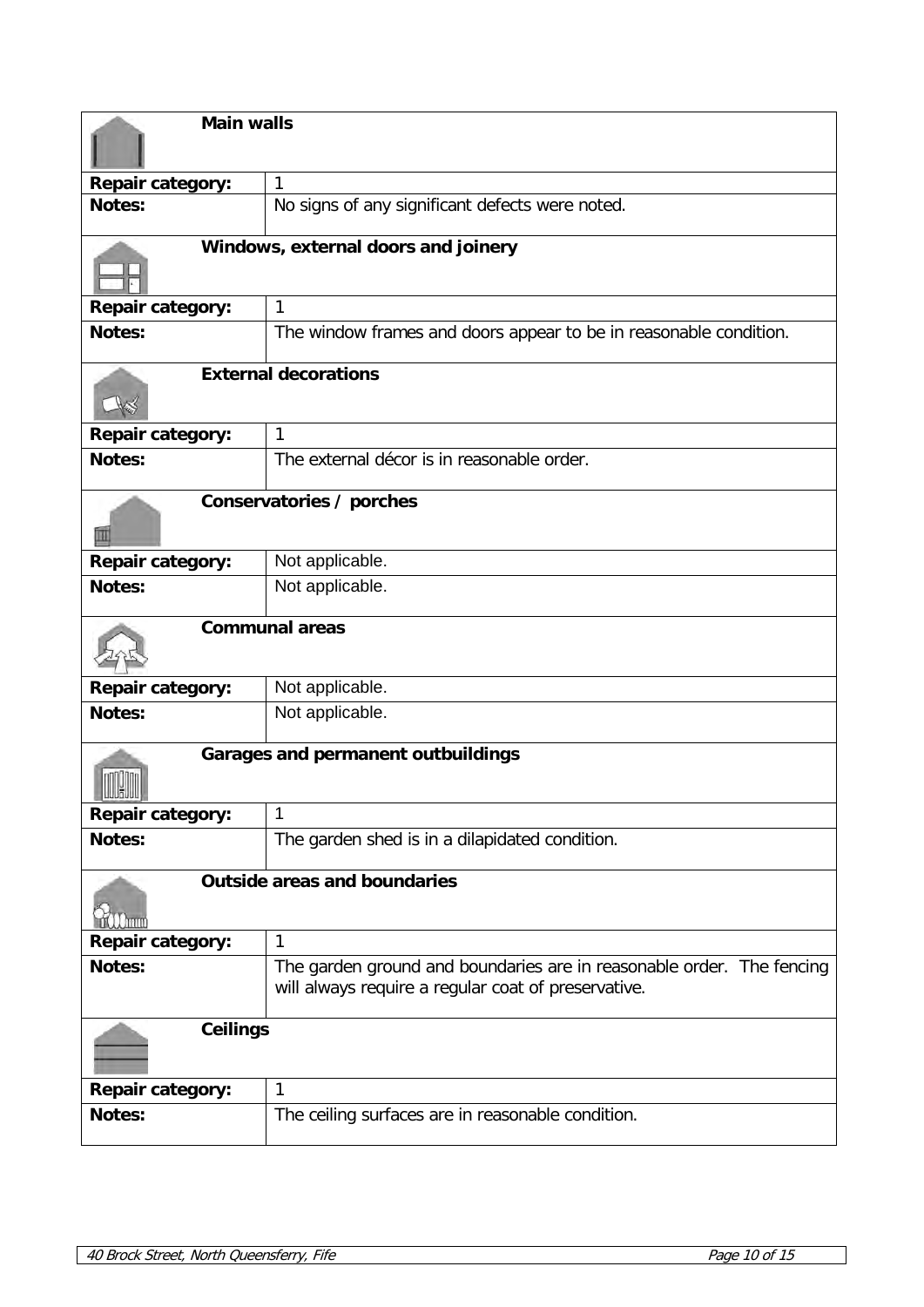| **Main walls** | |
|---|---|
| **Repair category:** | 1 |
| **Notes:** | No signs of any significant defects were noted. |

| **Windows, external doors and joinery** | |
|---|---|
| **Repair category:** | 1 |
| **Notes:** | The window frames and doors appear to be in reasonable condition. |

| **External decorations** | |
|---|---|
| **Repair category:** | 1 |
| **Notes:** | The external décor is in reasonable order. |

| **Conservatories / porches** | |
|---|---|
| **Repair category:** | Not applicable. |
| **Notes:** | Not applicable. |

| **Communal areas** | |
|---|---|
| **Repair category:** | Not applicable. |
| **Notes:** | Not applicable. |

| **Garages and permanent outbuildings** | |
|---|---|
| **Repair category:** | 1 |
| **Notes:** | The garden shed is in a dilapidated condition. |

| **Outside areas and boundaries** | |
|---|---|
| **Repair category:** | 1 |
| **Notes:** | The garden ground and boundaries are in reasonable order. The fencing will always require a regular coat of preservative. |

| **Ceilings** | |
|---|---|
| **Repair category:** | 1 |
| **Notes:** | The ceiling surfaces are in reasonable condition. |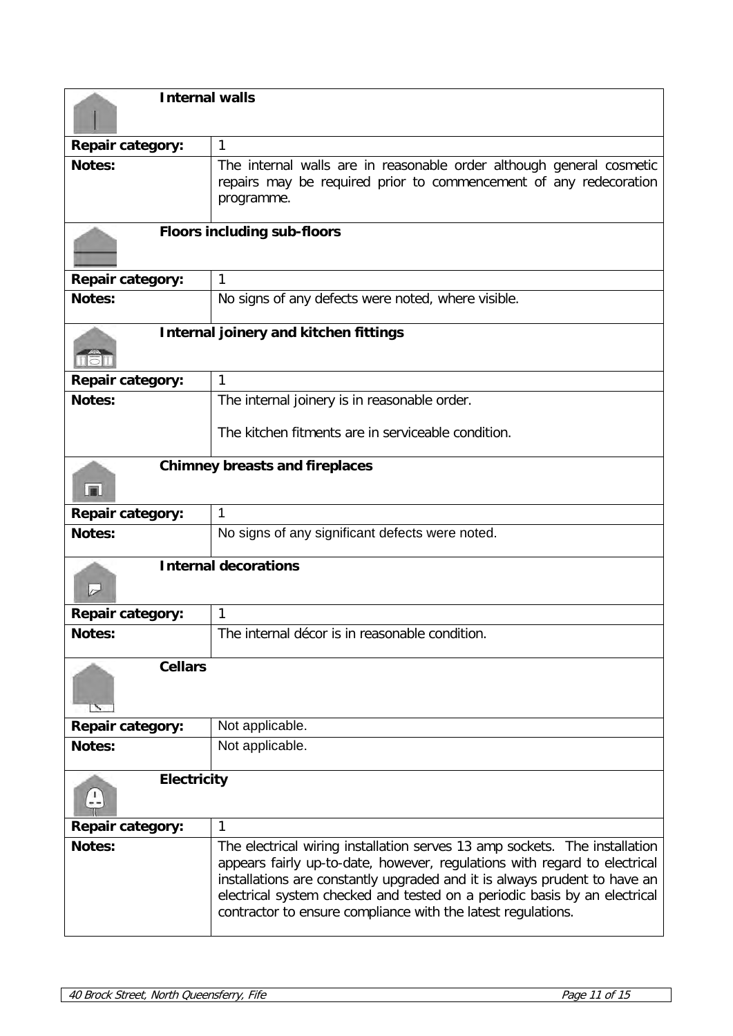### Internal walls

| | |
|---|---|
| **Repair category:** | 1 |
| **Notes:** | The internal walls are in reasonable order although general cosmetic repairs may be required prior to commencement of any redecoration programme. |

### Floors including sub-floors

| | |
|---|---|
| **Repair category:** | 1 |
| **Notes:** | No signs of any defects were noted, where visible. |

### Internal joinery and kitchen fittings

| | |
|---|---|
| **Repair category:** | 1 |
| **Notes:** | The internal joinery is in reasonable order.<br><br>The kitchen fitments are in serviceable condition. |

### Chimney breasts and fireplaces

| | |
|---|---|
| **Repair category:** | 1 |
| **Notes:** | No signs of any significant defects were noted. |

### Internal decorations

| | |
|---|---|
| **Repair category:** | 1 |
| **Notes:** | The internal décor is in reasonable condition. |

### Cellars

| | |
|---|---|
| **Repair category:** | Not applicable. |
| **Notes:** | Not applicable. |

### Electricity

| | |
|---|---|
| **Repair category:** | 1 |
| **Notes:** | The electrical wiring installation serves 13 amp sockets. The installation appears fairly up-to-date, however, regulations with regard to electrical installations are constantly upgraded and it is always prudent to have an electrical system checked and tested on a periodic basis by an electrical contractor to ensure compliance with the latest regulations. |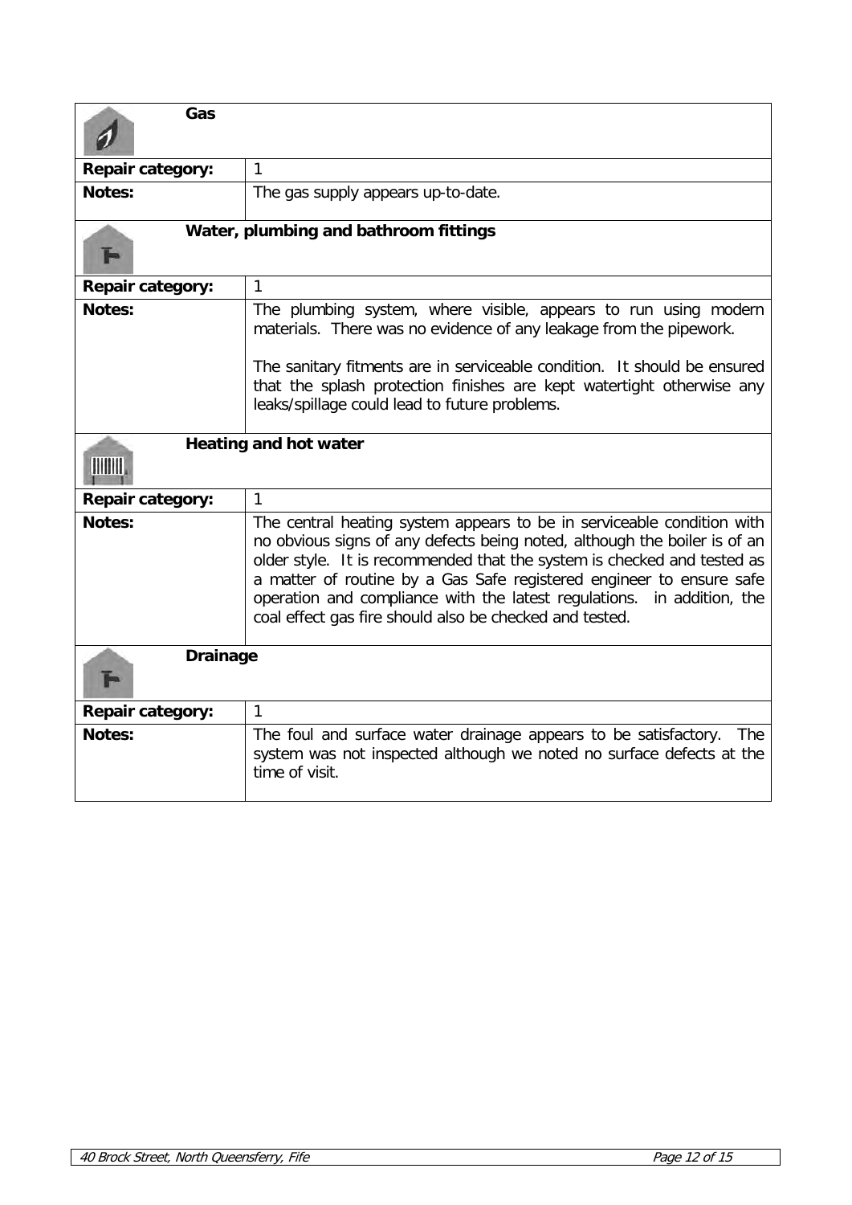### Gas

| | |
|---|---|
| **Repair category:** | 1 |
| **Notes:** | The gas supply appears up-to-date. |

### Water, plumbing and bathroom fittings

| | |
|---|---|
| **Repair category:** | 1 |
| **Notes:** | The plumbing system, where visible, appears to run using modern materials. There was no evidence of any leakage from the pipework.<br><br>The sanitary fitments are in serviceable condition. It should be ensured that the splash protection finishes are kept watertight otherwise any leaks/spillage could lead to future problems. |

### Heating and hot water

| | |
|---|---|
| **Repair category:** | 1 |
| **Notes:** | The central heating system appears to be in serviceable condition with no obvious signs of any defects being noted, although the boiler is of an older style. It is recommended that the system is checked and tested as a matter of routine by a Gas Safe registered engineer to ensure safe operation and compliance with the latest regulations. in addition, the coal effect gas fire should also be checked and tested. |

### Drainage

| | |
|---|---|
| **Repair category:** | 1 |
| **Notes:** | The foul and surface water drainage appears to be satisfactory. The system was not inspected although we noted no surface defects at the time of visit. |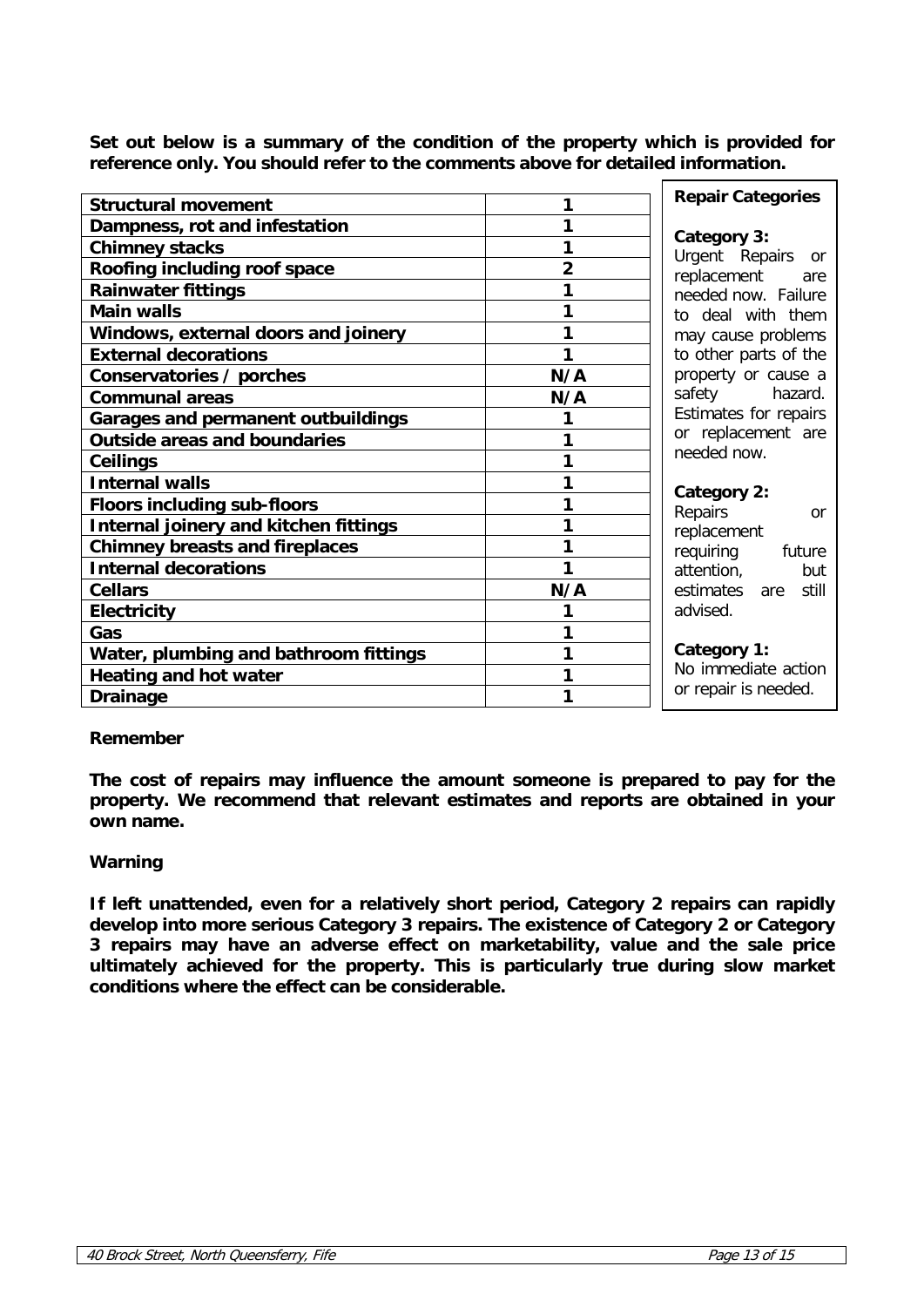**Set out below is a summary of the condition of the property which is provided for reference only. You should refer to the comments above for detailed information.**

| Element | Category |
|---|---|
| **Structural movement** | **1** |
| **Dampness, rot and infestation** | **1** |
| **Chimney stacks** | **1** |
| **Roofing including roof space** | **2** |
| **Rainwater fittings** | **1** |
| **Main walls** | **1** |
| **Windows, external doors and joinery** | **1** |
| **External decorations** | **1** |
| **Conservatories / porches** | **N/A** |
| **Communal areas** | **N/A** |
| **Garages and permanent outbuildings** | **1** |
| **Outside areas and boundaries** | **1** |
| **Ceilings** | **1** |
| **Internal walls** | **1** |
| **Floors including sub-floors** | **1** |
| **Internal joinery and kitchen fittings** | **1** |
| **Chimney breasts and fireplaces** | **1** |
| **Internal decorations** | **1** |
| **Cellars** | **N/A** |
| **Electricity** | **1** |
| **Gas** | **1** |
| **Water, plumbing and bathroom fittings** | **1** |
| **Heating and hot water** | **1** |
| **Drainage** | **1** |

**Repair Categories**

**Category 3:**
Urgent Repairs or replacement are needed now. Failure to deal with them may cause problems to other parts of the property or cause a safety hazard. Estimates for repairs or replacement are needed now.

**Category 2:**
Repairs or replacement requiring future attention, but estimates are still advised.

**Category 1:**
No immediate action or repair is needed.

**Remember**

**The cost of repairs may influence the amount someone is prepared to pay for the property. We recommend that relevant estimates and reports are obtained in your own name.**

**Warning**

**If left unattended, even for a relatively short period, Category 2 repairs can rapidly develop into more serious Category 3 repairs. The existence of Category 2 or Category 3 repairs may have an adverse effect on marketability, value and the sale price ultimately achieved for the property. This is particularly true during slow market conditions where the effect can be considerable.**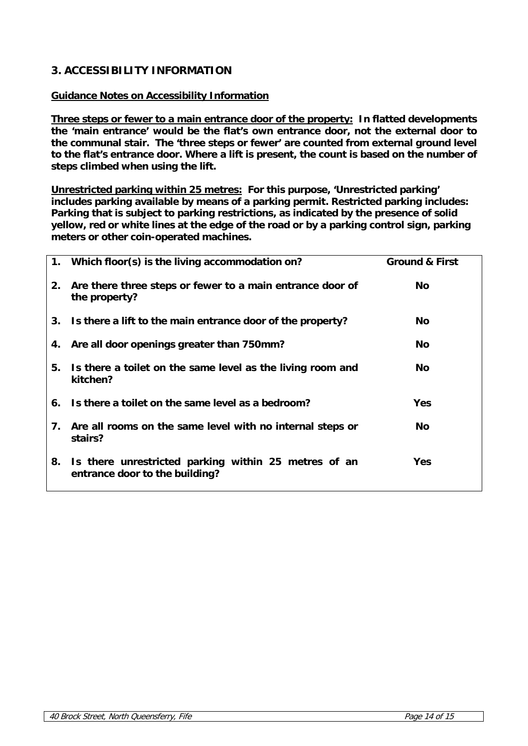## 3. ACCESSIBILITY INFORMATION

**Guidance Notes on Accessibility Information**

**Three steps or fewer to a main entrance door of the property:** **In flatted developments the 'main entrance' would be the flat's own entrance door, not the external door to the communal stair. The 'three steps or fewer' are counted from external ground level to the flat's entrance door. Where a lift is present, the count is based on the number of steps climbed when using the lift.**

**Unrestricted parking within 25 metres:** **For this purpose, 'Unrestricted parking' includes parking available by means of a parking permit. Restricted parking includes: Parking that is subject to parking restrictions, as indicated by the presence of solid yellow, red or white lines at the edge of the road or by a parking control sign, parking meters or other coin-operated machines.**

| | | |
|---|---|---|
| **1.** | **Which floor(s) is the living accommodation on?** | **Ground & First** |
| **2.** | **Are there three steps or fewer to a main entrance door of the property?** | **No** |
| **3.** | **Is there a lift to the main entrance door of the property?** | **No** |
| **4.** | **Are all door openings greater than 750mm?** | **No** |
| **5.** | **Is there a toilet on the same level as the living room and kitchen?** | **No** |
| **6.** | **Is there a toilet on the same level as a bedroom?** | **Yes** |
| **7.** | **Are all rooms on the same level with no internal steps or stairs?** | **No** |
| **8.** | **Is there unrestricted parking within 25 metres of an entrance door to the building?** | **Yes** |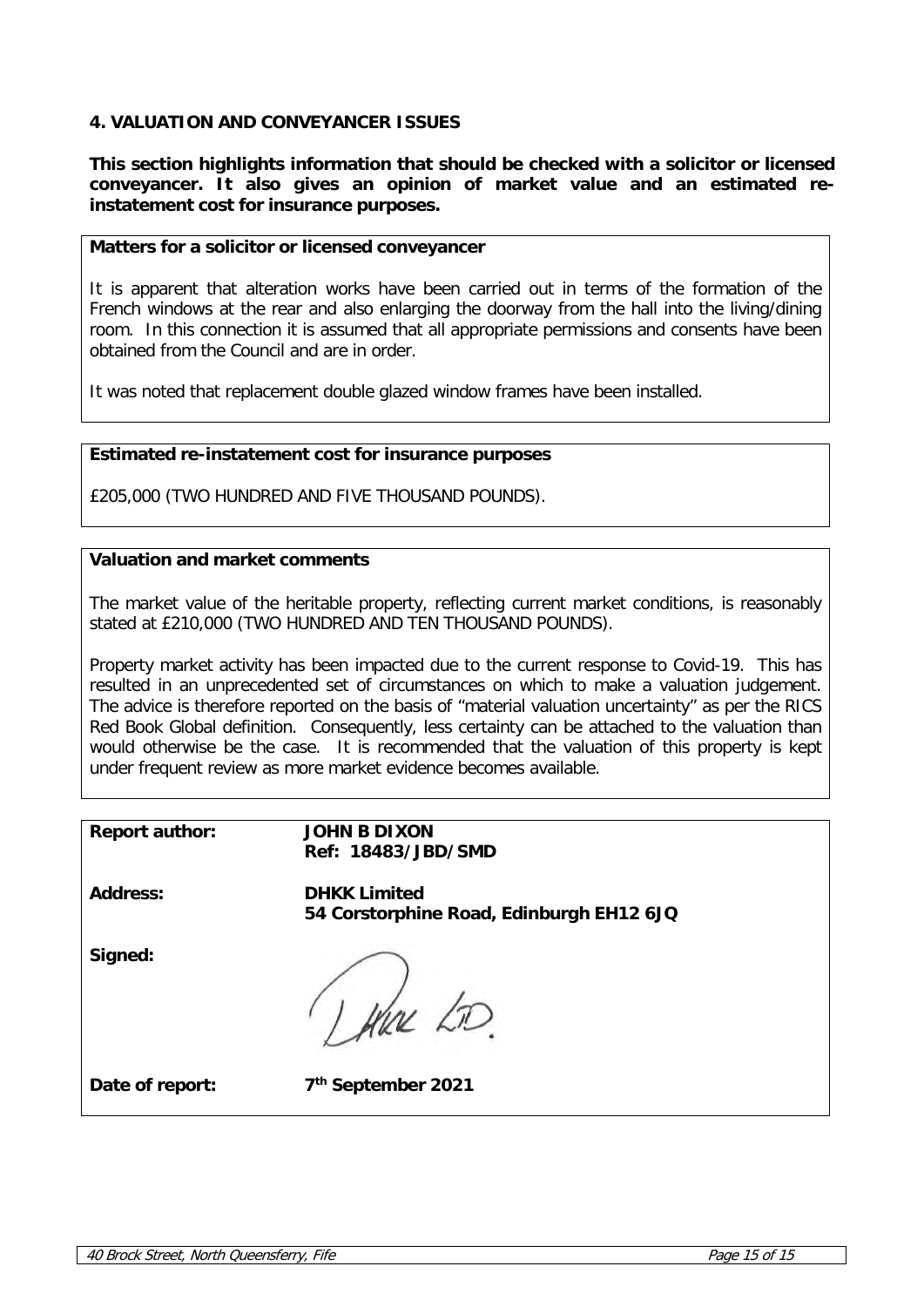## 4. VALUATION AND CONVEYANCER ISSUES

**This section highlights information that should be checked with a solicitor or licensed conveyancer. It also gives an opinion of market value and an estimated re-instatement cost for insurance purposes.**

**Matters for a solicitor or licensed conveyancer**

It is apparent that alteration works have been carried out in terms of the formation of the French windows at the rear and also enlarging the doorway from the hall into the living/dining room. In this connection it is assumed that all appropriate permissions and consents have been obtained from the Council and are in order.

It was noted that replacement double glazed window frames have been installed.

**Estimated re-instatement cost for insurance purposes**

£205,000 (TWO HUNDRED AND FIVE THOUSAND POUNDS).

**Valuation and market comments**

The market value of the heritable property, reflecting current market conditions, is reasonably stated at £210,000 (TWO HUNDRED AND TEN THOUSAND POUNDS).

Property market activity has been impacted due to the current response to Covid-19. This has resulted in an unprecedented set of circumstances on which to make a valuation judgement. The advice is therefore reported on the basis of "material valuation uncertainty" as per the RICS Red Book Global definition. Consequently, less certainty can be attached to the valuation than would otherwise be the case. It is recommended that the valuation of this property is kept under frequent review as more market evidence becomes available.

| | |
|---|---|
| **Report author:** | **JOHN B DIXON**<br>**Ref: 18483/JBD/SMD** |
| **Address:** | **DHKK Limited**<br>**54 Corstorphine Road, Edinburgh EH12 6JQ** |
| **Signed:** | DHKK LTD. |
| **Date of report:** | **7th September 2021** |